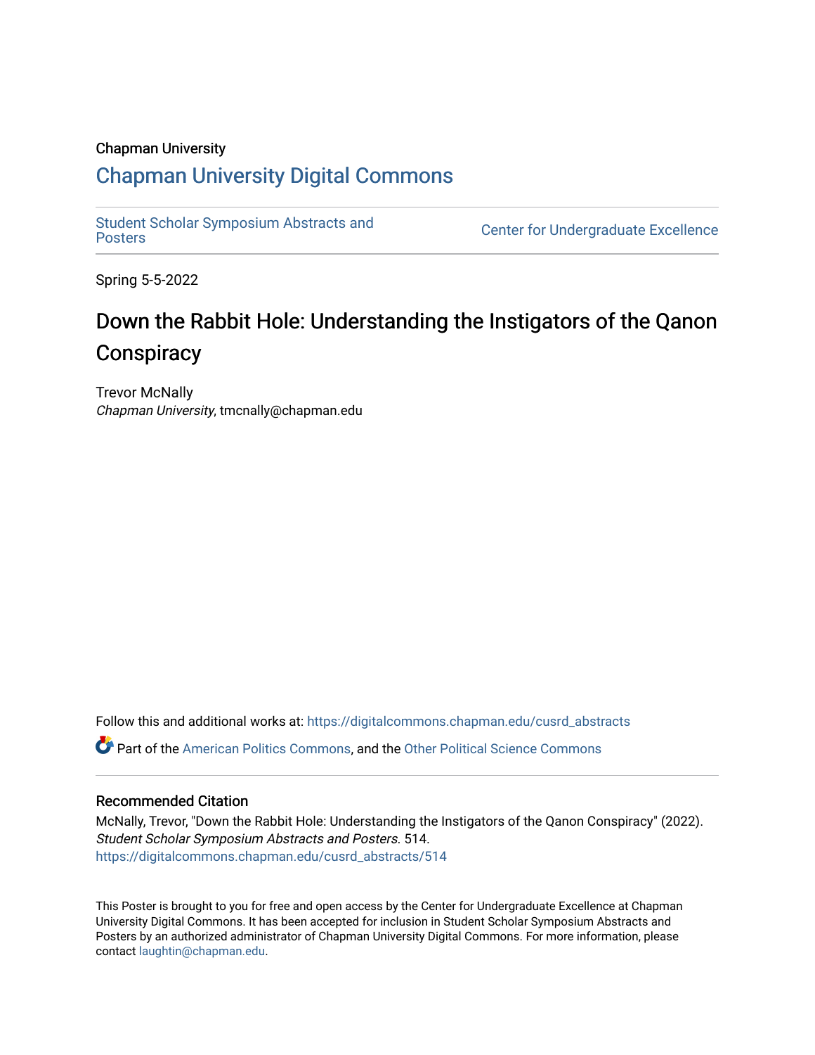Chapman University

# Chapman University Digital Commons

Student Scholar Symposium Abstracts and Posters

Center for Undergraduate Excellence

Spring 5-5-2022

## Down the Rabbit Hole: Understanding the Instigators of the Qanon Conspiracy

Trevor McNally
*Chapman University*, tmcnally@chapman.edu

Follow this and additional works at: https://digitalcommons.chapman.edu/cusrd_abstracts

Part of the American Politics Commons, and the Other Political Science Commons

### Recommended Citation

McNally, Trevor, "Down the Rabbit Hole: Understanding the Instigators of the Qanon Conspiracy" (2022). *Student Scholar Symposium Abstracts and Posters*. 514.
https://digitalcommons.chapman.edu/cusrd_abstracts/514

This Poster is brought to you for free and open access by the Center for Undergraduate Excellence at Chapman University Digital Commons. It has been accepted for inclusion in Student Scholar Symposium Abstracts and Posters by an authorized administrator of Chapman University Digital Commons. For more information, please contact laughtin@chapman.edu.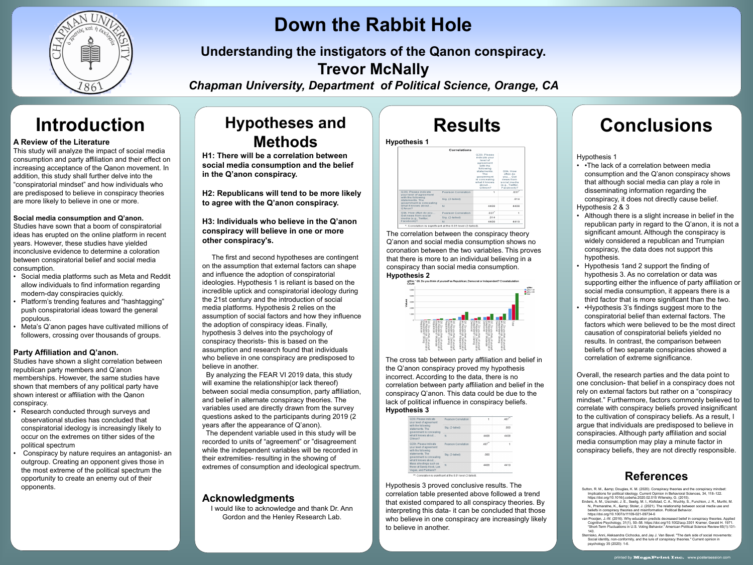# Down the Rabbit Hole

## Understanding the instigators of the Qanon conspiracy.

## Trevor McNally

### *Chapman University, Department of Political Science, Orange, CA*

# Introduction

**A Review of the Literature**

This study will analyze the impact of social media consumption and party affiliation and their effect on increasing acceptance of the Qanon movement. In addition, this study shall further delve into the "conspiratorial mindset" and how individuals who are predisposed to believe in conspiracy theories are more likely to believe in one or more.

**Social media consumption and Q'anon.**

Studies have sown that a boom of conspiratorial ideas has erupted on the online platform in recent years. However, these studies have yielded inconclusive evidence to determine a coloration between conspiratorial belief and social media consumption.

- Social media platforms such as Meta and Reddit allow individuals to find information regarding modern-day conspiracies quickly.
- Platform's trending features and "hashtagging" push conspiratorial ideas toward the general populous.
- Meta's Q'anon pages have cultivated millions of followers, crossing over thousands of groups.

**Party Affiliation and Q'anon.**

Studies have shown a slight correlation between republican party members and Q'anon memberships. However, the same studies have shown that members of any political party have shown interest or affiliation with the Qanon conspiracy.

- Research conducted through surveys and observational studies has concluded that conspiratorial ideology is increasingly likely to occur on the extremes on tither sides of the political spectrum
- Conspiracy by nature requires an antagonist- an outgroup. Creating an opponent gives those in the most extreme of the political spectrum the opportunity to create an enemy out of their opponents.

# Hypotheses and Methods

**H1: There will be a correlation between social media consumption and the belief in the Q'anon conspiracy.**

**H2: Republicans will tend to be more likely to agree with the Q'anon conspiracy.**

**H3: Individuals who believe in the Q'anon conspiracy will believe in one or more other conspiracy's.**

The first and second hypotheses are contingent on the assumption that external factors can shape and influence the adoption of conspiratorial ideologies. Hypothesis 1 is reliant is based on the incredible uptick and conspiratorial ideology during the 21st century and the introduction of social media platforms. Hypothesis 2 relies on the assumption of social factors and how they influence the adoption of conspiracy ideas. Finally, hypothesis 3 delves into the psychology of conspiracy theorists- this is based on the assumption and research found that individuals who believe in one conspiracy are predisposed to believe in another.

By analyzing the FEAR VI 2019 data, this study will examine the relationship(or lack thereof) between social media consumption, party affiliation, and belief in alternate conspiracy theories. The variables used are directly drawn from the survey questions asked to the participants during 2019 (2 years after the appearance of Q'anon).

The dependent variable used in this study will be recorded to units of "agreement" or "disagreement while the independent variables will be recorded in their extremities- resulting in the showing of extremes of consumption and ideological spectrum.

## Acknowledgments

I would like to acknowledge and thank Dr. Ann Gordon and the Henley Research Lab.

# Results

**Hypothesis 1**

Correlations

| | | Q20i. Please indicate your level of agreement with the following statements. The government is concealing what it knows about... Q'Anon? | Q9i. How often do you... Get news from social media (e.g., Twitter, Facebook)? |
|---|---|---|---|
| Q20i. Please indicate your level of agreement with the following statements. The government is concealing what it knows about... Q'Anon? | Pearson Correlation | 1 | .037* |
| | Sig. (2-tailed) | | .014 |
| | N | 4408 | 4408 |
| Q9i. How often do you... Get news from social media (e.g. Twitter, Facebook)? | Pearson Correlation | .037* | 1 |
| | Sig. (2-tailed) | .014 | |
| | N | 4408 | 4419 |

*. Correlation is significant at the 0.05 level (2-tailed).

The correlation between the conspiracy theory Q'anon and social media consumption shows no coronation between the two variables. This proves that there is more to an individual believing in a conspiracy than social media consumption.

**Hypothesis 2**

q20i * Q5. Do you think of yourself as Republican, Democrat or Independent? Crosstabulation

Count

Values

The cross tab between party affiliation and belief in the Q'anon conspiracy proved my hypothesis incorrect. According to the data, there is no correlation between party affiliation and belief in the conspiracy Q'anon. This data could be due to the lack of political influence in conspiracy beliefs.

**Hypothesis 3**

| | | Q20i | Q20h |
|---|---|---|---|
| Q20i. Please indicate your level of agreement with the following statements. The government is concealing what it knows about... Q'Anon? | Pearson Correlation | 1 | .467** |
| | Sig. (2-tailed) | | .000 |
| | N | 4408 | 4408 |
| Q20h. Please indicate your level of agreement with the following statements. The government is concealing what it knows about... Mass shootings such as those at Sandy Hook, Las Vegas, and Parkland? | Pearson Correlation | .467** | 1 |
| | Sig. (2-tailed) | .000 | |
| | N | 4408 | 4419 |

**. Correlation is significant at the 0.01 level (2-tailed).

Hypothesis 3 proved conclusive results. The correlation table presented above followed a trend that existed compared to all conspiracy theories. By interpreting this data- it can be concluded that those who believe in one conspiracy are increasingly likely to believe in another.

# Conclusions

Hypothesis 1

- •The lack of a correlation between media consumption and the Q'anon conspiracy shows that although social media can play a role in disseminating information regarding the conspiracy, it does not directly cause belief.

Hypothesis 2 & 3

- Although there is a slight increase in belief in the republican party in regard to the Q'anon, it is not a significant amount. Although the conspiracy is widely considered a republican and Trumpian conspiracy, the data does not support this hypothesis.
- Hypothesis 1and 2 support the finding of hypothesis 3. As no correlation or data was supporting either the influence of party affiliation or social media consumption, it appears there is a third factor that is more significant than the two.
- •Hypothesis 3's findings suggest more to the conspiratorial belief than external factors. The factors which were believed to be the most direct causation of conspiratorial beliefs yielded no results. In contrast, the comparison between beliefs of two separate conspiracies showed a correlation of extreme significance.

Overall, the research parties and the data point to one conclusion- that belief in a conspiracy does not rely on external factors but rather on a "conspiracy mindset." Furthermore, factors commonly believed to correlate with conspiracy beliefs proved insignificant to the cultivation of conspiracy beliefs. As a result, I argue that individuals are predisposed to believe in conspiracies. Although party affiliation and social media consumption may play a minute factor in conspiracy beliefs, they are not directly responsible.

## References

Sutton, R. M., &amp; Douglas, K. M. (2020). Conspiracy theories and the conspiracy mindset: Implications for political ideology. Current Opinion in Behavioral Sciences, 34, 118–122. https://doi.org/10.1016/j.cobeha.2020.02.015 Wilensky, G. (2015).

Enders, A. M., Uscinski, J. E., Seelig, M. I., Klofstad, C. A., Wuchty, S., Funchion, J. R., Murthi, M. N., Premaratne, K., &amp; Stoler, J. (2021). The relationship between social media use and beliefs in conspiracy theories and misinformation. Political Behavior. https://doi.org/10.1007/s11109-021-09734-6

van Prooijen, J.-W. (2016). Why education predicts decreased belief in conspiracy theories. Applied Cognitive Psychology, 31(1), 50–58. https://doi.org/10.1002/acp.3301 Kramer, Gerald H. 1971. "Short-Term Fluctuations in U.S. Voting Behavior." American Political Science Review 65(1):131-143.

Sternisko, Anni, Aleksandra Cichocka, and Jay J. Van Bavel. "The dark side of social movements: Social identity, non-conformity, and the lure of conspiracy theories." Current opinion in psychology 35 (2020): 1-6.